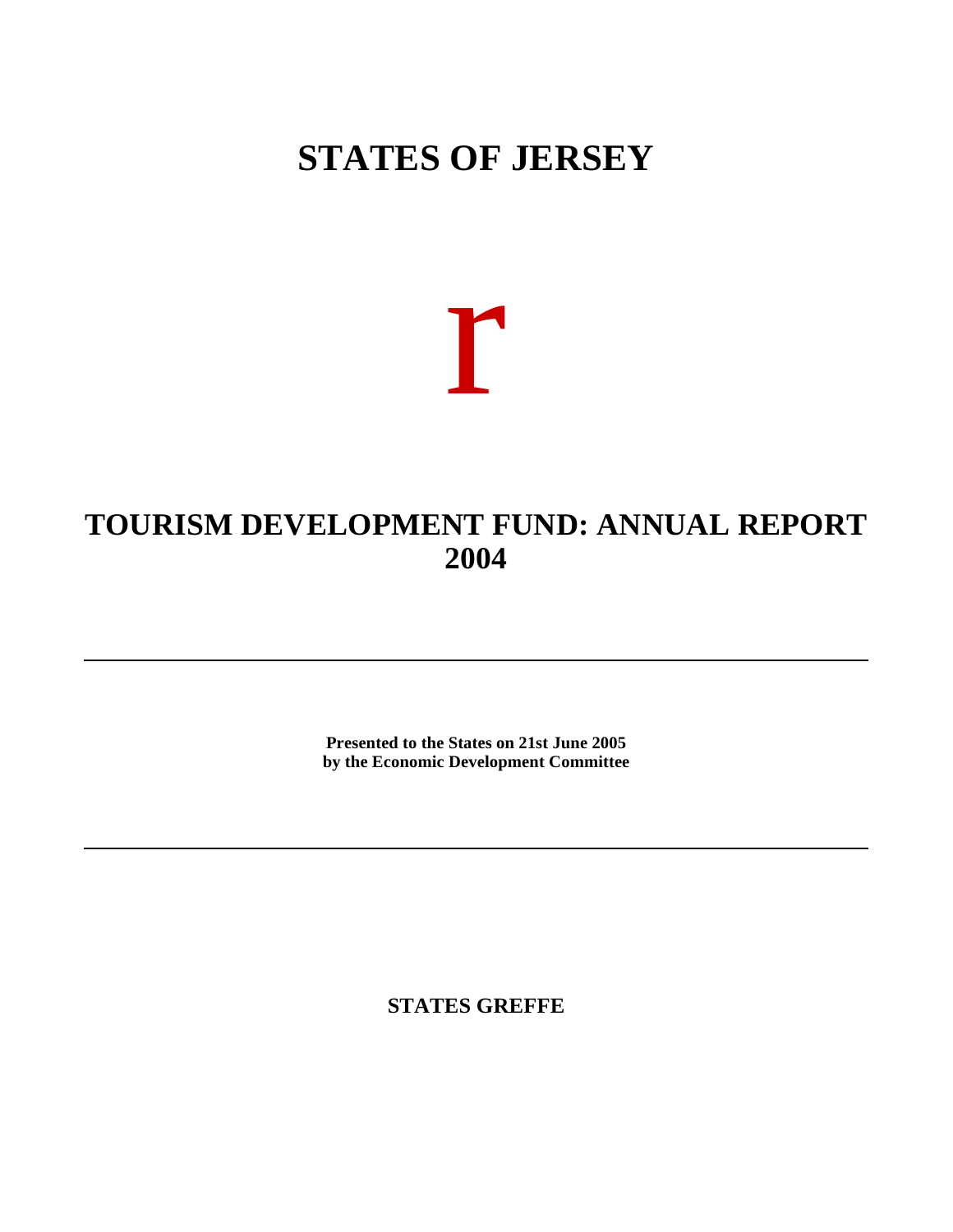# STATES OF JERSEY

r

# TOURISM DEVELOPMENT FUND: ANNUAL REPORT 2004

---

**Presented to the States on 21st June 2005**
**by the Economic Development Committee**

---

**STATES GREFFE**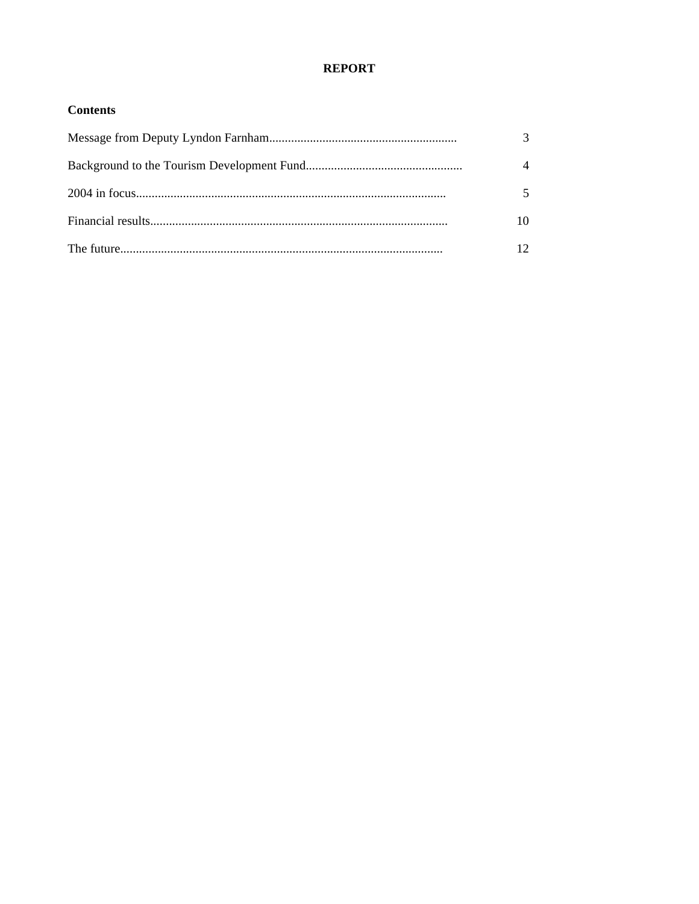# REPORT

## Contents

| | |
|---|---|
| Message from Deputy Lyndon Farnham | 3 |
| Background to the Tourism Development Fund | 4 |
| 2004 in focus | 5 |
| Financial results | 10 |
| The future | 12 |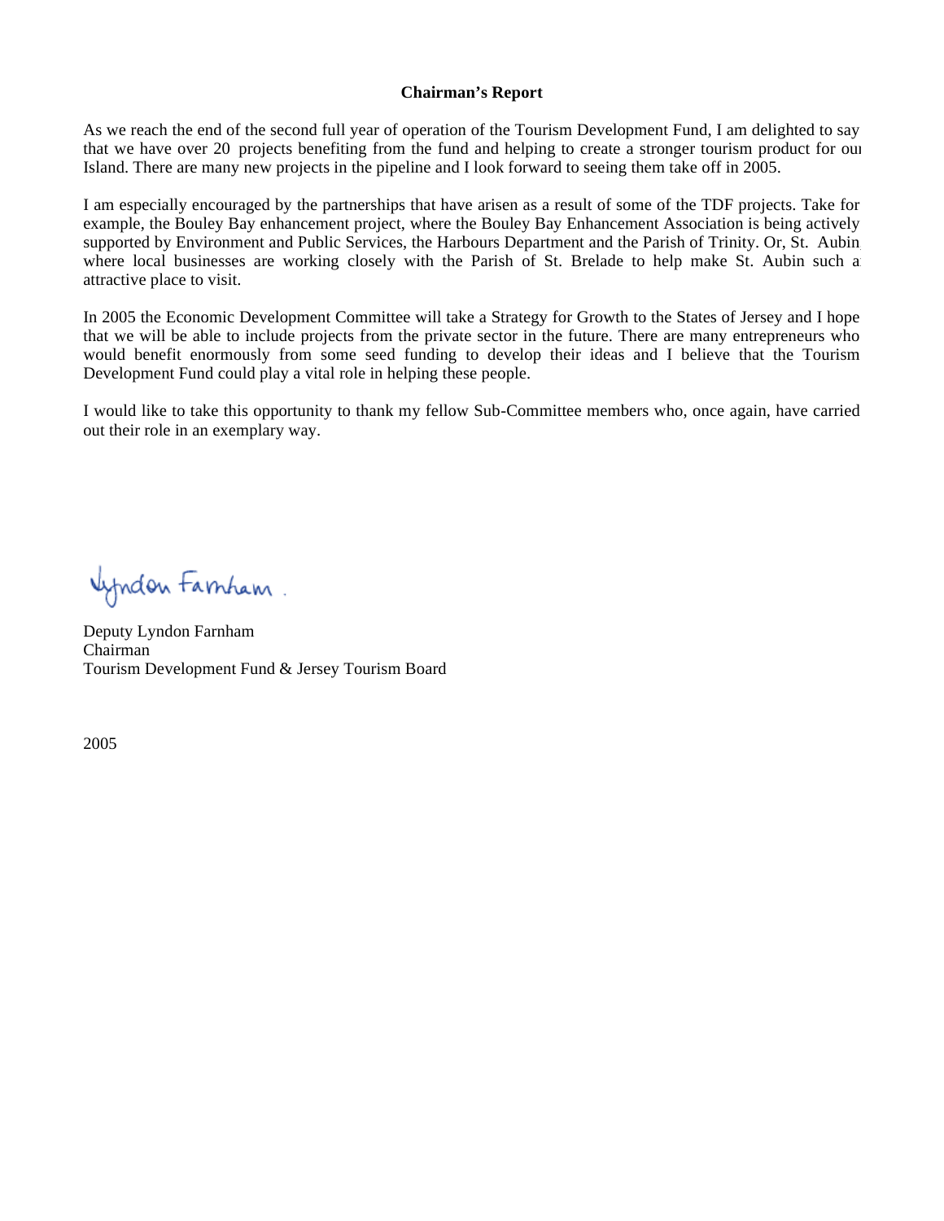**Chairman's Report**

As we reach the end of the second full year of operation of the Tourism Development Fund, I am delighted to say that we have over 20 projects benefiting from the fund and helping to create a stronger tourism product for our Island. There are many new projects in the pipeline and I look forward to seeing them take off in 2005.

I am especially encouraged by the partnerships that have arisen as a result of some of the TDF projects. Take for example, the Bouley Bay enhancement project, where the Bouley Bay Enhancement Association is being actively supported by Environment and Public Services, the Harbours Department and the Parish of Trinity. Or, St. Aubin, where local businesses are working closely with the Parish of St. Brelade to help make St. Aubin such an attractive place to visit.

In 2005 the Economic Development Committee will take a Strategy for Growth to the States of Jersey and I hope that we will be able to include projects from the private sector in the future. There are many entrepreneurs who would benefit enormously from some seed funding to develop their ideas and I believe that the Tourism Development Fund could play a vital role in helping these people.

I would like to take this opportunity to thank my fellow Sub-Committee members who, once again, have carried out their role in an exemplary way.

Lyndon Farnham.

Deputy Lyndon Farnham
Chairman
Tourism Development Fund & Jersey Tourism Board

2005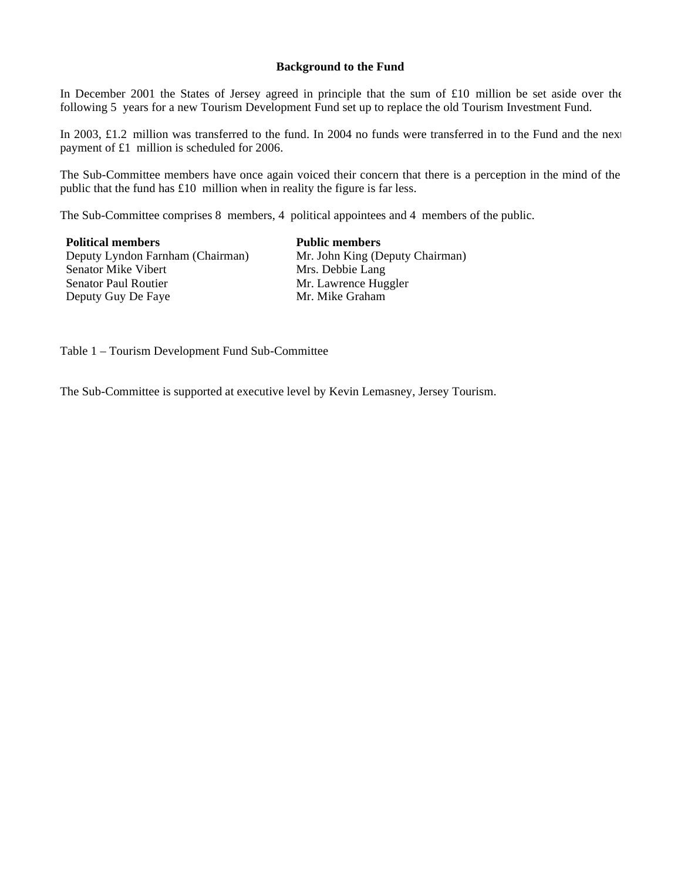**Background to the Fund**

In December 2001 the States of Jersey agreed in principle that the sum of £10 million be set aside over the following 5 years for a new Tourism Development Fund set up to replace the old Tourism Investment Fund.

In 2003, £1.2 million was transferred to the fund. In 2004 no funds were transferred in to the Fund and the next payment of £1 million is scheduled for 2006.

The Sub-Committee members have once again voiced their concern that there is a perception in the mind of the public that the fund has £10 million when in reality the figure is far less.

The Sub-Committee comprises 8 members, 4 political appointees and 4 members of the public.

| **Political members** | **Public members** |
| --- | --- |
| Deputy Lyndon Farnham (Chairman) | Mr. John King (Deputy Chairman) |
| Senator Mike Vibert | Mrs. Debbie Lang |
| Senator Paul Routier | Mr. Lawrence Huggler |
| Deputy Guy De Faye | Mr. Mike Graham |

Table 1 – Tourism Development Fund Sub-Committee

The Sub-Committee is supported at executive level by Kevin Lemasney, Jersey Tourism.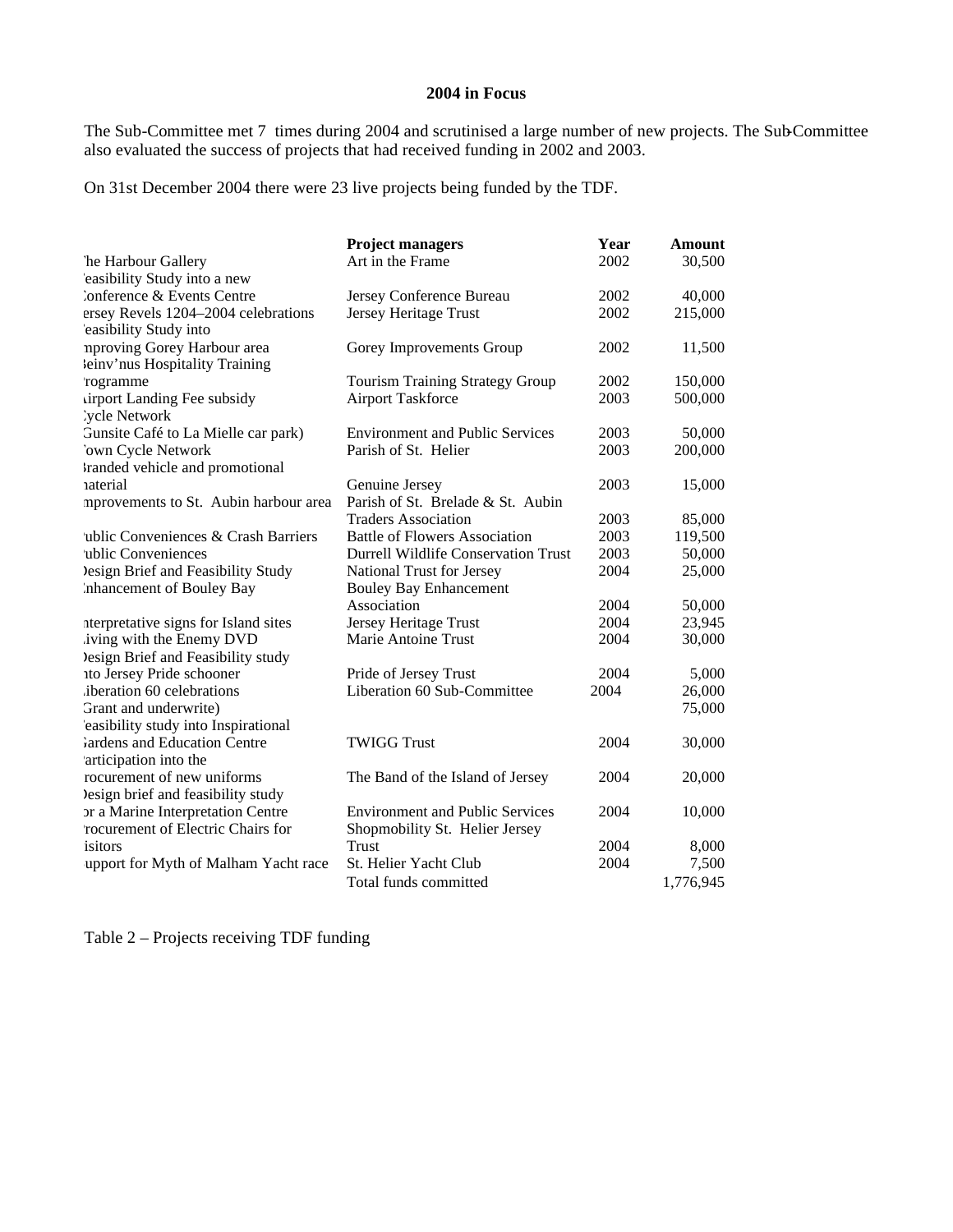**2004 in Focus**

The Sub-Committee met 7 times during 2004 and scrutinised a large number of new projects. The Sub-Committee also evaluated the success of projects that had received funding in 2002 and 2003.

On 31st December 2004 there were 23 live projects being funded by the TDF.

| | **Project managers** | **Year** | **Amount** |
|---|---|---|---|
| 'he Harbour Gallery | Art in the Frame | 2002 | 30,500 |
| 'easibility Study into a new Conference & Events Centre | Jersey Conference Bureau | 2002 | 40,000 |
| ersey Revels 1204–2004 celebrations | Jersey Heritage Trust | 2002 | 215,000 |
| 'easibility Study into mproving Gorey Harbour area | Gorey Improvements Group | 2002 | 11,500 |
| ßeinv'nus Hospitality Training 'rogramme | Tourism Training Strategy Group | 2002 | 150,000 |
| Airport Landing Fee subsidy | Airport Taskforce | 2003 | 500,000 |
| Cycle Network Gunsite Café to La Mielle car park) | Environment and Public Services | 2003 | 50,000 |
| 'own Cycle Network | Parish of St. Helier | 2003 | 200,000 |
| ßranded vehicle and promotional naterial | Genuine Jersey | 2003 | 15,000 |
| mprovements to St. Aubin harbour area | Parish of St. Brelade & St. Aubin Traders Association | 2003 | 85,000 |
| 'ublic Conveniences & Crash Barriers | Battle of Flowers Association | 2003 | 119,500 |
| 'ublic Conveniences | Durrell Wildlife Conservation Trust | 2003 | 50,000 |
| Design Brief and Feasibility Study | National Trust for Jersey | 2004 | 25,000 |
| Enhancement of Bouley Bay | Bouley Bay Enhancement Association | 2004 | 50,000 |
| nterpretative signs for Island sites | Jersey Heritage Trust | 2004 | 23,945 |
| Living with the Enemy DVD | Marie Antoine Trust | 2004 | 30,000 |
| Design Brief and Feasibility study nto Jersey Pride schooner | Pride of Jersey Trust | 2004 | 5,000 |
| Liberation 60 celebrations | Liberation 60 Sub-Committee | 2004 | 26,000 |
| Grant and underwrite) | | | 75,000 |
| 'easibility study into Inspirational Gardens and Education Centre | TWIGG Trust | 2004 | 30,000 |
| 'articipation into the rocurement of new uniforms | The Band of the Island of Jersey | 2004 | 20,000 |
| Design brief and feasibility study or a Marine Interpretation Centre | Environment and Public Services | 2004 | 10,000 |
| 'rocurement of Electric Chairs for isitors | Shopmobility St. Helier Jersey Trust | 2004 | 8,000 |
| upport for Myth of Malham Yacht race | St. Helier Yacht Club | 2004 | 7,500 |
| | Total funds committed | | 1,776,945 |

Table 2 – Projects receiving TDF funding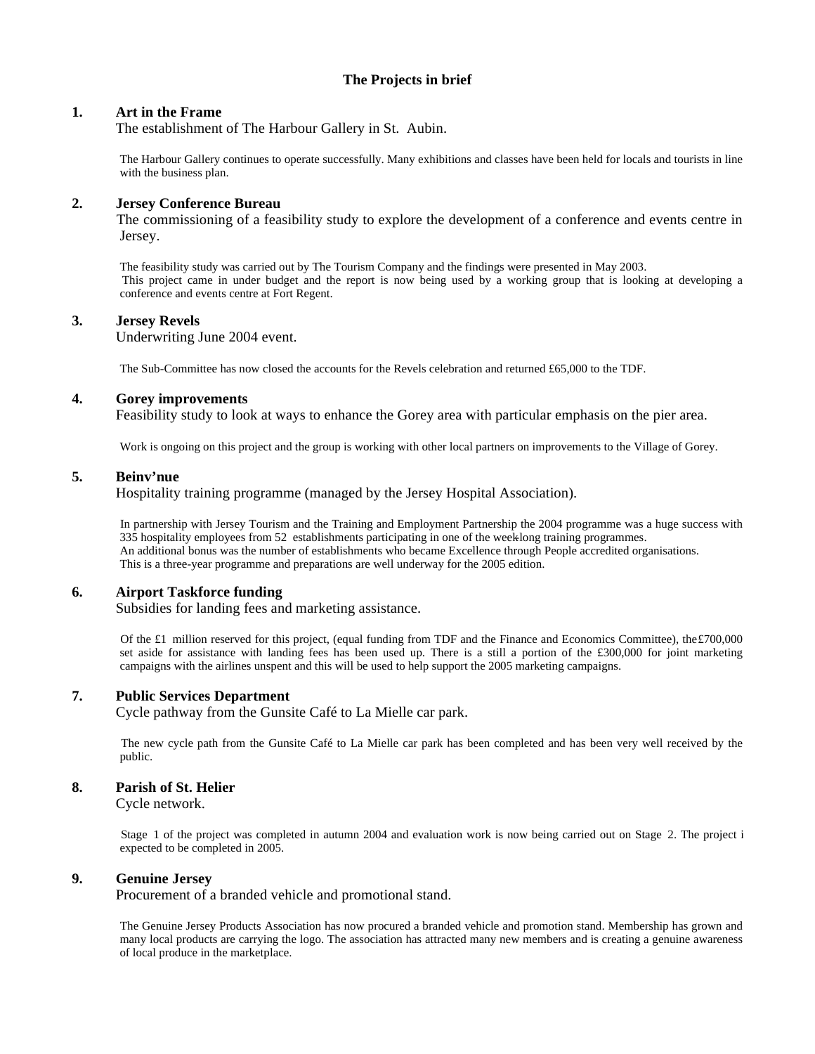# The Projects in brief

**1. Art in the Frame**

The establishment of The Harbour Gallery in St. Aubin.

The Harbour Gallery continues to operate successfully. Many exhibitions and classes have been held for locals and tourists in line with the business plan.

**2. Jersey Conference Bureau**

The commissioning of a feasibility study to explore the development of a conference and events centre in Jersey.

The feasibility study was carried out by The Tourism Company and the findings were presented in May 2003.
This project came in under budget and the report is now being used by a working group that is looking at developing a conference and events centre at Fort Regent.

**3. Jersey Revels**

Underwriting June 2004 event.

The Sub-Committee has now closed the accounts for the Revels celebration and returned £65,000 to the TDF.

**4. Gorey improvements**

Feasibility study to look at ways to enhance the Gorey area with particular emphasis on the pier area.

Work is ongoing on this project and the group is working with other local partners on improvements to the Village of Gorey.

**5. Beinv'nue**

Hospitality training programme (managed by the Jersey Hospital Association).

In partnership with Jersey Tourism and the Training and Employment Partnership the 2004 programme was a huge success with 335 hospitality employees from 52 establishments participating in one of the week-long training programmes.
An additional bonus was the number of establishments who became Excellence through People accredited organisations.
This is a three-year programme and preparations are well underway for the 2005 edition.

**6. Airport Taskforce funding**

Subsidies for landing fees and marketing assistance.

Of the £1 million reserved for this project, (equal funding from TDF and the Finance and Economics Committee), the £700,000 set aside for assistance with landing fees has been used up. There is a still a portion of the £300,000 for joint marketing campaigns with the airlines unspent and this will be used to help support the 2005 marketing campaigns.

**7. Public Services Department**

Cycle pathway from the Gunsite Café to La Mielle car park.

The new cycle path from the Gunsite Café to La Mielle car park has been completed and has been very well received by the public.

**8. Parish of St. Helier**

Cycle network.

Stage 1 of the project was completed in autumn 2004 and evaluation work is now being carried out on Stage 2. The project i expected to be completed in 2005.

**9. Genuine Jersey**

Procurement of a branded vehicle and promotional stand.

The Genuine Jersey Products Association has now procured a branded vehicle and promotion stand. Membership has grown and many local products are carrying the logo. The association has attracted many new members and is creating a genuine awareness of local produce in the marketplace.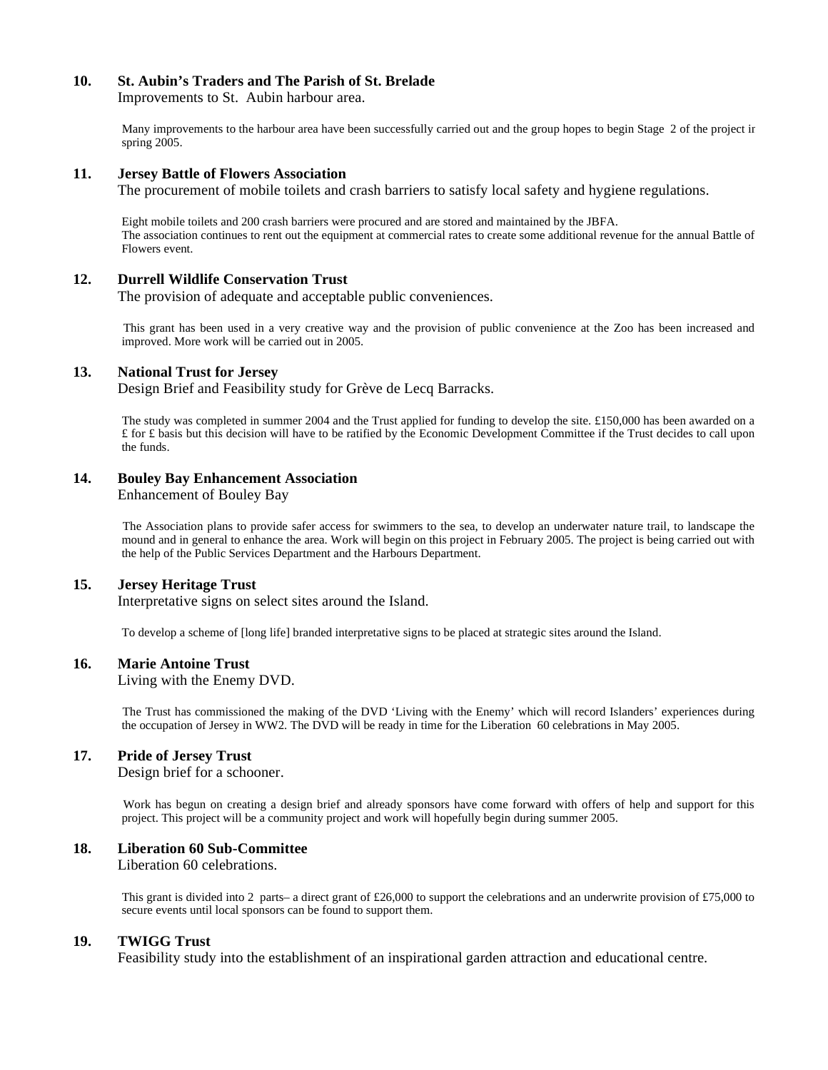**10. St. Aubin's Traders and The Parish of St. Brelade**

Improvements to St. Aubin harbour area.

Many improvements to the harbour area have been successfully carried out and the group hopes to begin Stage 2 of the project in spring 2005.

**11. Jersey Battle of Flowers Association**

The procurement of mobile toilets and crash barriers to satisfy local safety and hygiene regulations.

Eight mobile toilets and 200 crash barriers were procured and are stored and maintained by the JBFA.
The association continues to rent out the equipment at commercial rates to create some additional revenue for the annual Battle of Flowers event.

**12. Durrell Wildlife Conservation Trust**

The provision of adequate and acceptable public conveniences.

This grant has been used in a very creative way and the provision of public convenience at the Zoo has been increased and improved. More work will be carried out in 2005.

**13. National Trust for Jersey**

Design Brief and Feasibility study for Grève de Lecq Barracks.

The study was completed in summer 2004 and the Trust applied for funding to develop the site. £150,000 has been awarded on a £ for £ basis but this decision will have to be ratified by the Economic Development Committee if the Trust decides to call upon the funds.

**14. Bouley Bay Enhancement Association**

Enhancement of Bouley Bay

The Association plans to provide safer access for swimmers to the sea, to develop an underwater nature trail, to landscape the mound and in general to enhance the area. Work will begin on this project in February 2005. The project is being carried out with the help of the Public Services Department and the Harbours Department.

**15. Jersey Heritage Trust**

Interpretative signs on select sites around the Island.

To develop a scheme of [long life] branded interpretative signs to be placed at strategic sites around the Island.

**16. Marie Antoine Trust**

Living with the Enemy DVD.

The Trust has commissioned the making of the DVD 'Living with the Enemy' which will record Islanders' experiences during the occupation of Jersey in WW2. The DVD will be ready in time for the Liberation 60 celebrations in May 2005.

**17. Pride of Jersey Trust**

Design brief for a schooner.

Work has begun on creating a design brief and already sponsors have come forward with offers of help and support for this project. This project will be a community project and work will hopefully begin during summer 2005.

**18. Liberation 60 Sub-Committee**

Liberation 60 celebrations.

This grant is divided into 2 parts– a direct grant of £26,000 to support the celebrations and an underwrite provision of £75,000 to secure events until local sponsors can be found to support them.

**19. TWIGG Trust**

Feasibility study into the establishment of an inspirational garden attraction and educational centre.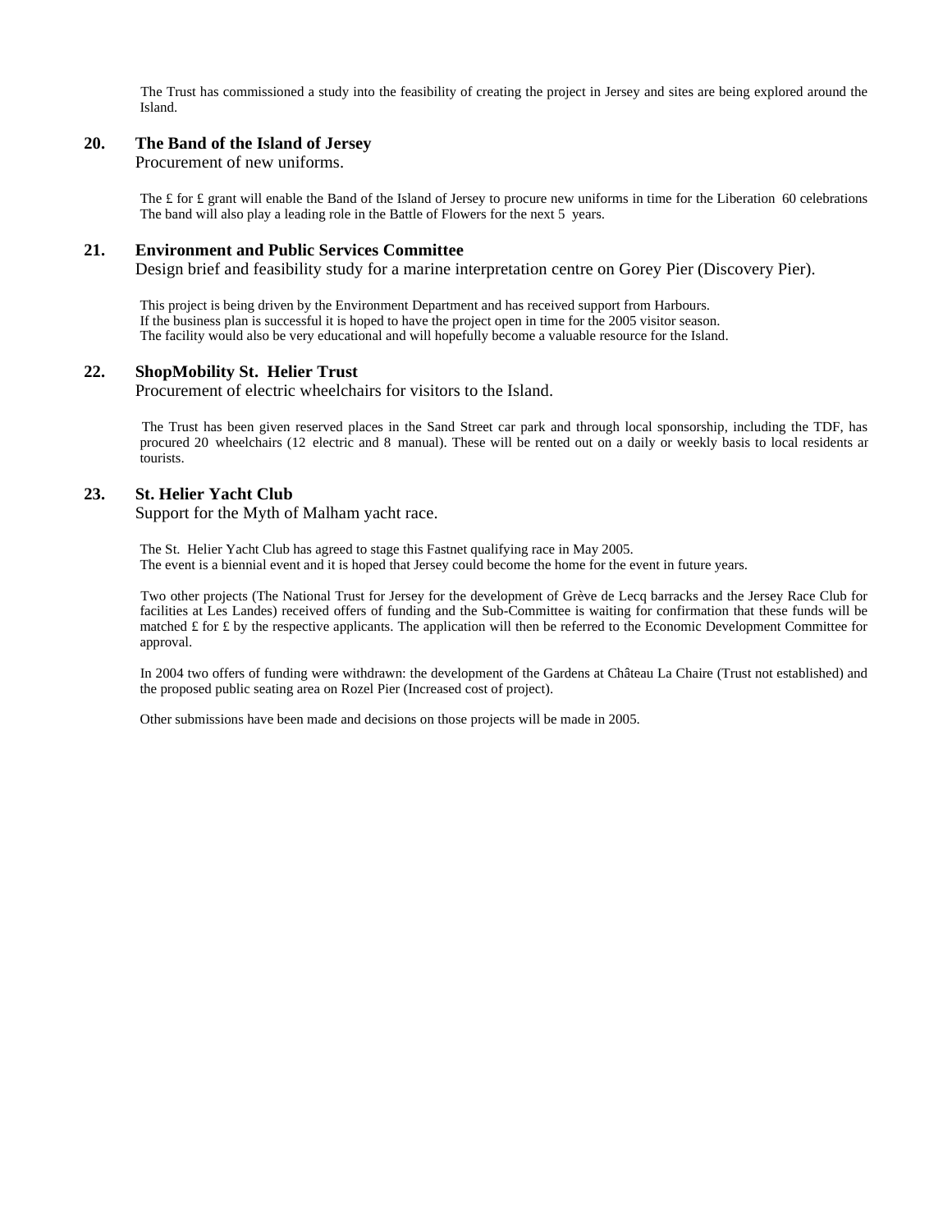The Trust has commissioned a study into the feasibility of creating the project in Jersey and sites are being explored around the Island.

**20. The Band of the Island of Jersey**
Procurement of new uniforms.

The £ for £ grant will enable the Band of the Island of Jersey to procure new uniforms in time for the Liberation 60 celebrations The band will also play a leading role in the Battle of Flowers for the next 5 years.

**21. Environment and Public Services Committee**
Design brief and feasibility study for a marine interpretation centre on Gorey Pier (Discovery Pier).

This project is being driven by the Environment Department and has received support from Harbours.
If the business plan is successful it is hoped to have the project open in time for the 2005 visitor season.
The facility would also be very educational and will hopefully become a valuable resource for the Island.

**22. ShopMobility St. Helier Trust**
Procurement of electric wheelchairs for visitors to the Island.

The Trust has been given reserved places in the Sand Street car park and through local sponsorship, including the TDF, has procured 20 wheelchairs (12 electric and 8 manual). These will be rented out on a daily or weekly basis to local residents ar tourists.

**23. St. Helier Yacht Club**
Support for the Myth of Malham yacht race.

The St. Helier Yacht Club has agreed to stage this Fastnet qualifying race in May 2005.
The event is a biennial event and it is hoped that Jersey could become the home for the event in future years.

Two other projects (The National Trust for Jersey for the development of Grève de Lecq barracks and the Jersey Race Club for facilities at Les Landes) received offers of funding and the Sub-Committee is waiting for confirmation that these funds will be matched £ for £ by the respective applicants. The application will then be referred to the Economic Development Committee for approval.

In 2004 two offers of funding were withdrawn: the development of the Gardens at Château La Chaire (Trust not established) and the proposed public seating area on Rozel Pier (Increased cost of project).

Other submissions have been made and decisions on those projects will be made in 2005.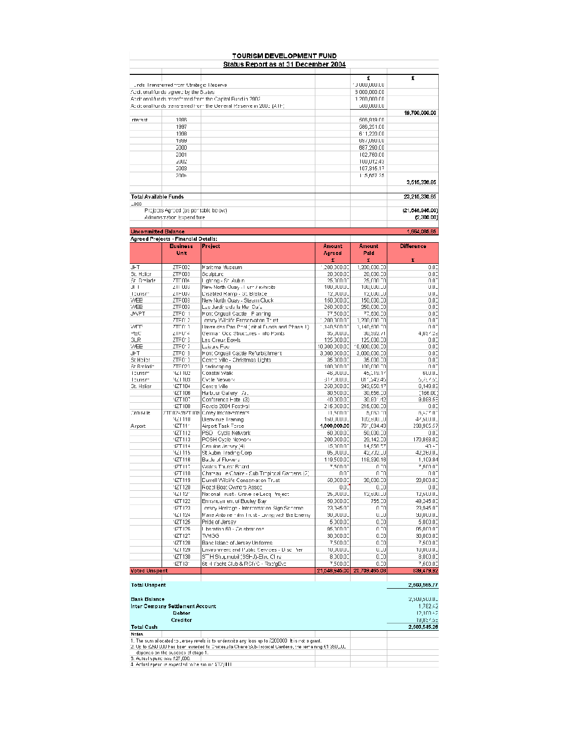# TOURISM DEVELOPMENT FUND

## Status Report as at 31 December 2004

| | | | £ | £ |
|---|---|---|---|---|
| Funds Transferred from Strategic Reserve | | | 10,000,000.00 | |
| Additional funds agreed by the States | | | 8,000,000.00 | |
| Additional funds transferred from the Capital Fund in 2003 | | | 1,200,000.00 | |
| Additional funds transferred from the General Reserve in 2003 (ATF) | | | 500,000.00 | |
| | | | | 19,700,000.00 |
| Interest | 1996 | | 506,819.00 | |
| | 1997 | | 586,251.00 | |
| | 1998 | | 611,220.00 | |
| | 1999 | | 697,090.00 | |
| | 2000 | | 887,290.00 | |
| | 2001 | | 102,750.00 | |
| | 2002 | | 100,012.43 | |
| | 2003 | | 107,915.17 | |
| | 2004 | | 115,657.25 | |
| | | | | 3,515,330.65 |
| **Total Available Funds** | | | | 23,215,330.65 |
| Less | | | | |
| Projects Agreed (as per table below) | | | | (21,548,945.00) |
| Administration Expenditure | | | | (2,300.00) |
| **Uncommitted Balance** | | | | 1,664,085.65 |

**Agreed Projects - Financial Details:**

| | Business Unit | Project | Amount Agreed £ | Amount Paid £ | Difference £ |
|---|---|---|---|---|---|
| JHT | ZTF002 | Maritime Museum | 1,200,000.00 | 1,200,000.00 | 0.00 |
| St. Helier | ZTF003 | Sculpture | 20,000.00 | 20,000.00 | 0.00 |
| St. Brelade | ZTF004 | Lighting - St. Aubin | 25,000.00 | 25,000.00 | 0.00 |
| JHT | ZTF005 | New North Quay - Fund Artefacts | 100,000.00 | 100,000.00 | 0.00 |
| Tourism | ZTF007 | Disabled Ramp - St. Brelade | 12,000.00 | 12,000.00 | 0.00 |
| WEB | ZTF008 | New North Quay - Steam Clock | 150,000.00 | 150,000.00 | 0.00 |
| WEB | ZTF009 | Les Jardins de la Mer Cafe | 250,000.00 | 250,000.00 | 0.00 |
| JWPT | ZTF011 | Mont Orgueil Castle - Planning | 77,500.00 | 77,500.00 | 0.00 |
| | ZTF012 | Jersey Wildlife Preservation Trust | 1,200,000.00 | 1,200,000.00 | 0.00 |
| WEB | ZTF013 | Havre des Pas Pool (Initial Funds and Phase 1) | 1,140,500.00 | 1,140,500.00 | 0.00 |
| PEC | ZTF014 | German Occ Structures - Info Points | 35,000.00 | 30,902.71 | 4,097.29 |
| SLR | ZTF016 | Les Creux Bowls | 125,000.00 | 125,000.00 | 0.00 |
| WEB | ZTF017 | Leisure Pool | 10,900,000.00 | 10,900,000.00 | 0.00 |
| JHT | ZTF018 | Mont Orgueil Castle Refurbishment | 3,000,000.00 | 3,000,000.00 | 0.00 |
| St. Helier | ZTF019 | Centre Ville - Christmas Lights | 35,000.00 | 35,000.00 | 0.00 |
| St. Brelade | ZTF021 | Landscaping | 100,000.00 | 100,000.00 | 0.00 |
| Tourism | NZT102 | Coastal Walk | 46,000.00 | 45,319.17 | 680.83 |
| Tourism | NZT103 | Cycle Network | 617,000.00 | 611,242.45 | 5,757.55 |
| St. Helier | NZT104 | Centre Ville | 250,000.00 | 243,850.17 | 6,149.83 |
| | NZT106 | Harbour Gallery - Art | 30,500.00 | 30,656.00 | (156.00) |
| | NZT107 | Conference Fete (3) | 40,000.00 | 30,931.42 | 9,068.58 |
| | NZT108 | Royale 2004 Festival | 215,000.00 | 215,000.00 | 0.00 |
| Grouville | ZTF024/NZT109 | Gorey Improvements | 11,500.00 | 5,063.00 | 6,437.00 |
| | NZT110 | Genuine Training | 150,000.00 | 102,500.00 | 47,500.00 |
| Airport | NZT111 | Airport Task Force | 1,000,000.00 | 701,094.43 | 298,905.57 |
| | NZT112 | PSD - Cycle Network | 50,000.00 | 50,000.00 | 0.00 |
| | NZT113 | POSH Cycle Network | 200,000.00 | 29,142.00 | 170,858.00 |
| | NZT114 | Genuine Jersey (4) | 15,000.00 | 14,959.57 | 40.43 |
| | NZT115 | St Aubin Trading Corp | 85,000.00 | 42,750.00 | 42,250.00 |
| | NZT116 | Battle of Flowers | 119,500.00 | 118,390.16 | 1,109.84 |
| | NZT117 | Wales Tourist Board | 7,500.00 | 0.00 | 7,500.00 |
| | NZT118 | Chateau la Chaire - Sub Tropical Gardens (2) | 0.00 | 0.00 | 0.00 |
| | NZT119 | Durrell Wildlife Conservation Trust | 50,000.00 | 30,000.00 | 20,000.00 |
| | NZT120 | Royal Boat Owners Assoc | 0.00 | 0.00 | 0.00 |
| | NZT121 | National Trust - Greve de Lecq Project | 25,000.00 | 12,500.00 | 12,500.00 |
| | NZT122 | Enhancement of Bouley Bay | 50,000.00 | 755.00 | 49,245.00 |
| | NZT123 | Jersey Heritage - Interpretation Sign Scheme | 23,045.00 | 0.00 | 23,045.00 |
| | NZT124 | Marie Antoinette Film Trust - Living with the Enemy | 30,000.00 | 0.00 | 30,000.00 |
| | NZT125 | Pride of Jersey | 5,000.00 | 0.00 | 5,000.00 |
| | NZT126 | Liberation 60 - Celebrations | 85,000.00 | 0.00 | 85,000.00 |
| | NZT127 | TWISG | 30,000.00 | 0.00 | 30,000.00 |
| | NZT128 | Band Island of Jersey Uniforms | 7,500.00 | 0.00 | 7,500.00 |
| | NZT129 | Environment and Public Services - Disc filter | 10,000.00 | 0.00 | 10,000.00 |
| | NZT130 | STH Shopmobil (SSHJ)-Elec Chrs | 8,000.00 | 0.00 | 8,000.00 |
| | NZT131 | St H Yacht Club & RCIYC - RaciEve | 7,500.00 | 0.00 | 7,500.00 |
| **Voted Unspent** | | | 21,548,945.00 | 20,709,465.08 | 839,479.92 |

| | |
|---|---|
| **Total Unspent** | 2,503,565.77 |
| **Bank Balance** | 2,509,600.00 |
| **Inter Company Settlement Account** | 1,762.42 |
| Debtor | 12,100.42 |
| Creditor | 19,857.56 |
| **Total Cash** | 2,503,545.28 |

**Notes**

1. The sum allocated to Jersey revels is to underwrite any loss up to £200000. It is not a grant.
2. Up to £250,000 has been awarded to Chateau la Chaire Sub-Tropical Gardens, the remaining £1 390,000 depends on the success of stage 1.
3. Actual spend was £27,000.
4. Actual spend is expected to be about £12,000.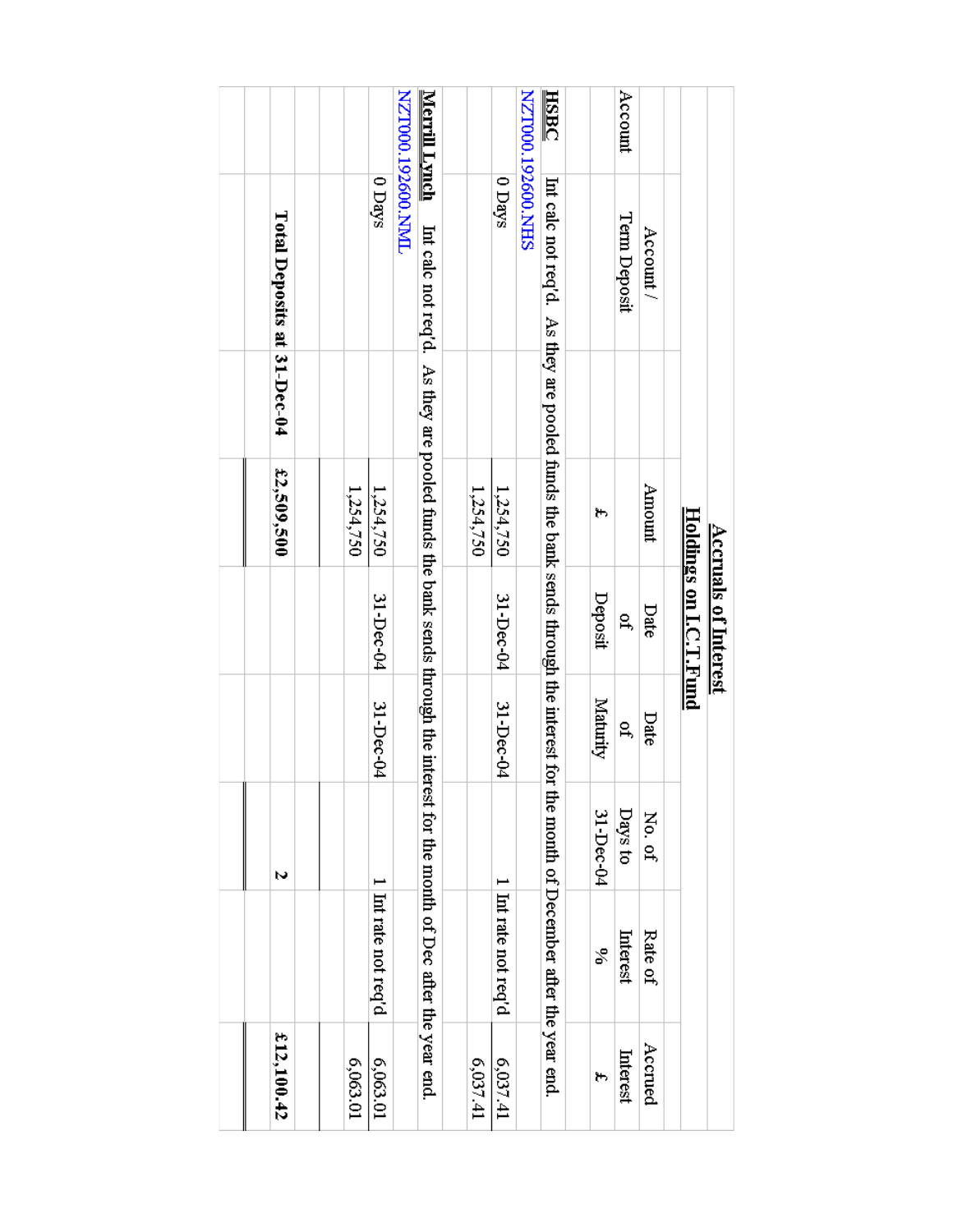# Accruals of Interest

## Holdings on I.C.T.Fund

| Account | Account / Term Deposit | Amount £ | Date of Deposit | Date of Maturity | No. of Days to 31-Dec-04 | Rate of Interest % | Accrued Interest £ |
|---|---|---|---|---|---|---|---|
| **HSBC** | Int calc not req'd. As they are pooled funds the bank sends through the interest for the month of December after the year end. | | | | | | |
| NZT000.192600.NHS | | | | | | | |
| | 0 Days | 1,254,750 | 31-Dec-04 | 31-Dec-04 | 1 | Int rate not req'd | 6,037.41 |
| | | 1,254,750 | | | | | 6,037.41 |
| **Merrill Lynch** | Int calc not req'd. As they are pooled funds the bank sends through the interest for the month of Dec after the year end. | | | | | | |
| NZT000.192600.NML | | | | | | | |
| | 0 Days | 1,254,750 | 31-Dec-04 | 31-Dec-04 | 1 | Int rate not req'd | 6,063.01 |
| | | 1,254,750 | | | | | 6,063.01 |
| | | | | | | | |
| | **Total Deposits at 31-Dec-04** | **£2,509,500** | | | **2** | | **£12,100.42** |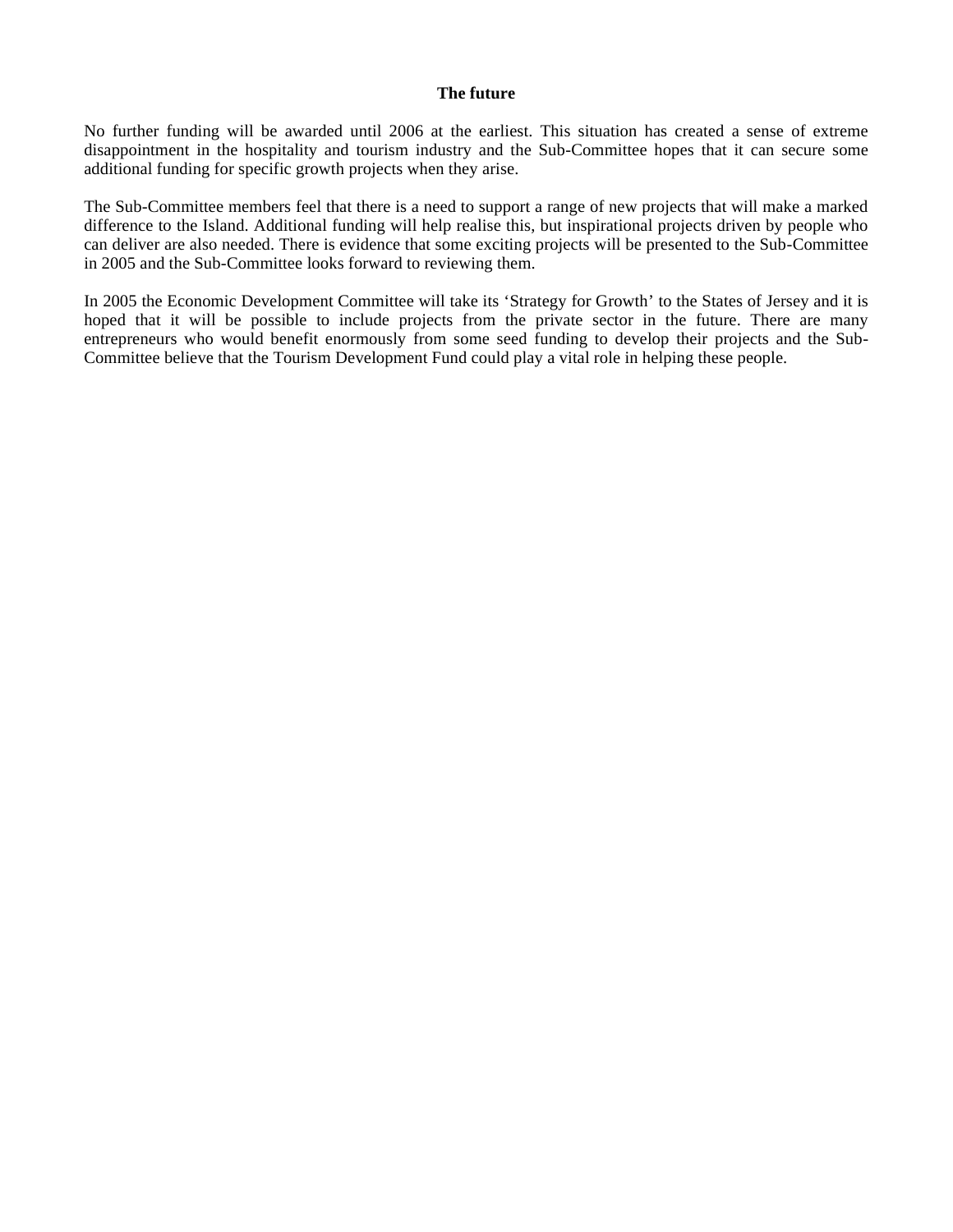## The future

No further funding will be awarded until 2006 at the earliest. This situation has created a sense of extreme disappointment in the hospitality and tourism industry and the Sub-Committee hopes that it can secure some additional funding for specific growth projects when they arise.

The Sub-Committee members feel that there is a need to support a range of new projects that will make a marked difference to the Island. Additional funding will help realise this, but inspirational projects driven by people who can deliver are also needed. There is evidence that some exciting projects will be presented to the Sub-Committee in 2005 and the Sub-Committee looks forward to reviewing them.

In 2005 the Economic Development Committee will take its 'Strategy for Growth' to the States of Jersey and it is hoped that it will be possible to include projects from the private sector in the future. There are many entrepreneurs who would benefit enormously from some seed funding to develop their projects and the Sub-Committee believe that the Tourism Development Fund could play a vital role in helping these people.